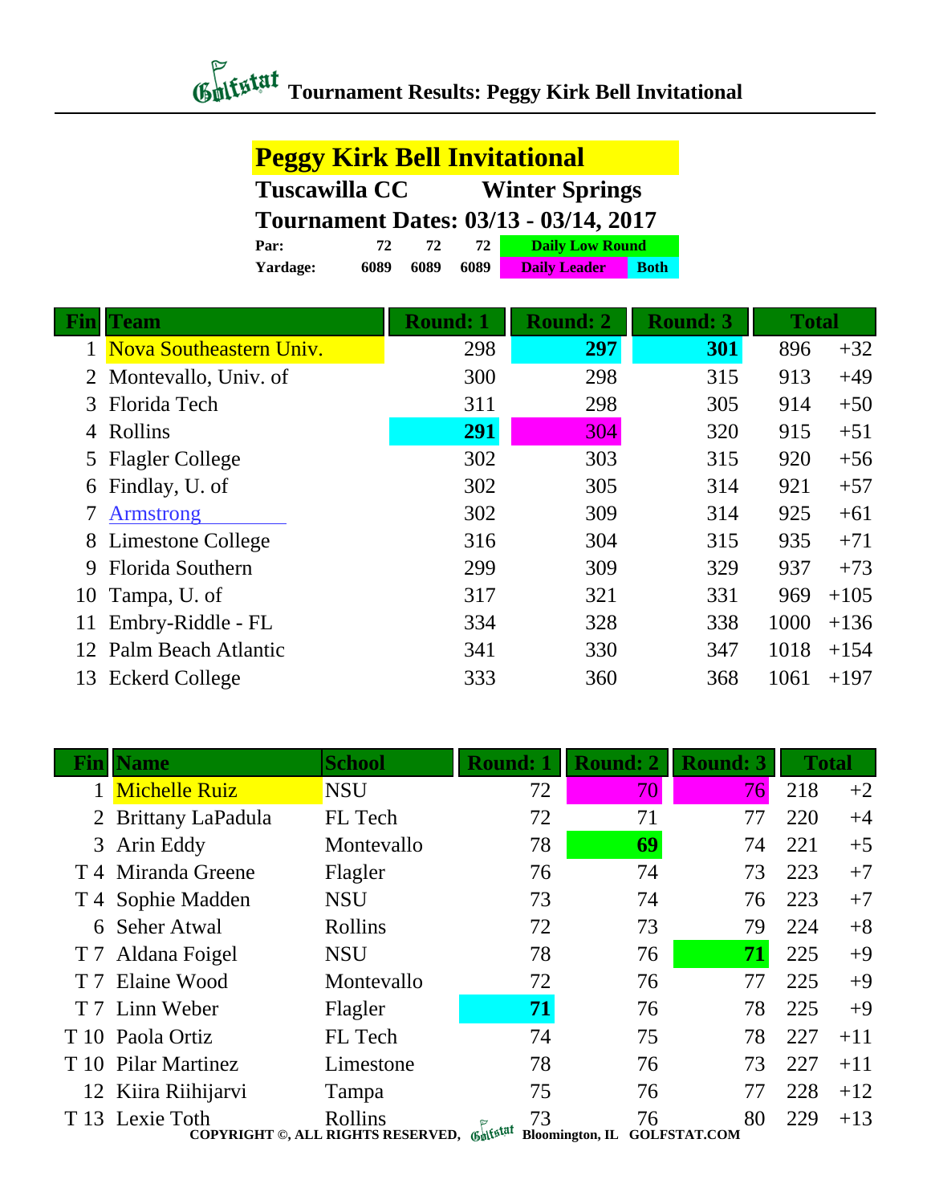# Tournament Results: Peggy Kirk Bell Invitational

## Peggy Kirk Bell Invitational

**Tuscawilla CC** **Winter Springs**

**Tournament Dates: 03/13 - 03/14, 2017**

| | | | | |
|---|---|---|---|---|
| **Par:** | 72 | 72 | 72 | Daily Low Round |
| **Yardage:** | 6089 | 6089 | 6089 | Daily Leader / Both |

| Fin | Team | Round: 1 | Round: 2 | Round: 3 | Total | |
|---|---|---|---|---|---|---|
| 1 | Nova Southeastern Univ. | 298 | **297** | **301** | 896 | +32 |
| 2 | Montevallo, Univ. of | 300 | 298 | 315 | 913 | +49 |
| 3 | Florida Tech | 311 | 298 | 305 | 914 | +50 |
| 4 | Rollins | **291** | 304 | 320 | 915 | +51 |
| 5 | Flagler College | 302 | 303 | 315 | 920 | +56 |
| 6 | Findlay, U. of | 302 | 305 | 314 | 921 | +57 |
| 7 | Armstrong | 302 | 309 | 314 | 925 | +61 |
| 8 | Limestone College | 316 | 304 | 315 | 935 | +71 |
| 9 | Florida Southern | 299 | 309 | 329 | 937 | +73 |
| 10 | Tampa, U. of | 317 | 321 | 331 | 969 | +105 |
| 11 | Embry-Riddle - FL | 334 | 328 | 338 | 1000 | +136 |
| 12 | Palm Beach Atlantic | 341 | 330 | 347 | 1018 | +154 |
| 13 | Eckerd College | 333 | 360 | 368 | 1061 | +197 |

| Fin | Name | School | Round: 1 | Round: 2 | Round: 3 | Total | |
|---|---|---|---|---|---|---|---|
| 1 | Michelle Ruiz | NSU | 72 | 70 | 76 | 218 | +2 |
| 2 | Brittany LaPadula | FL Tech | 72 | 71 | 77 | 220 | +4 |
| 3 | Arin Eddy | Montevallo | 78 | **69** | 74 | 221 | +5 |
| T 4 | Miranda Greene | Flagler | 76 | 74 | 73 | 223 | +7 |
| T 4 | Sophie Madden | NSU | 73 | 74 | 76 | 223 | +7 |
| 6 | Seher Atwal | Rollins | 72 | 73 | 79 | 224 | +8 |
| T 7 | Aldana Foigel | NSU | 78 | 76 | **71** | 225 | +9 |
| T 7 | Elaine Wood | Montevallo | 72 | 76 | 77 | 225 | +9 |
| T 7 | Linn Weber | Flagler | **71** | 76 | 78 | 225 | +9 |
| T 10 | Paola Ortiz | FL Tech | 74 | 75 | 78 | 227 | +11 |
| T 10 | Pilar Martinez | Limestone | 78 | 76 | 73 | 227 | +11 |
| 12 | Kiira Riihijarvi | Tampa | 75 | 76 | 77 | 228 | +12 |
| T 13 | Lexie Toth | Rollins | 73 | 76 | 80 | 229 | +13 |

COPYRIGHT ©, ALL RIGHTS RESERVED, Golfstat Bloomington, IL GOLFSTAT.COM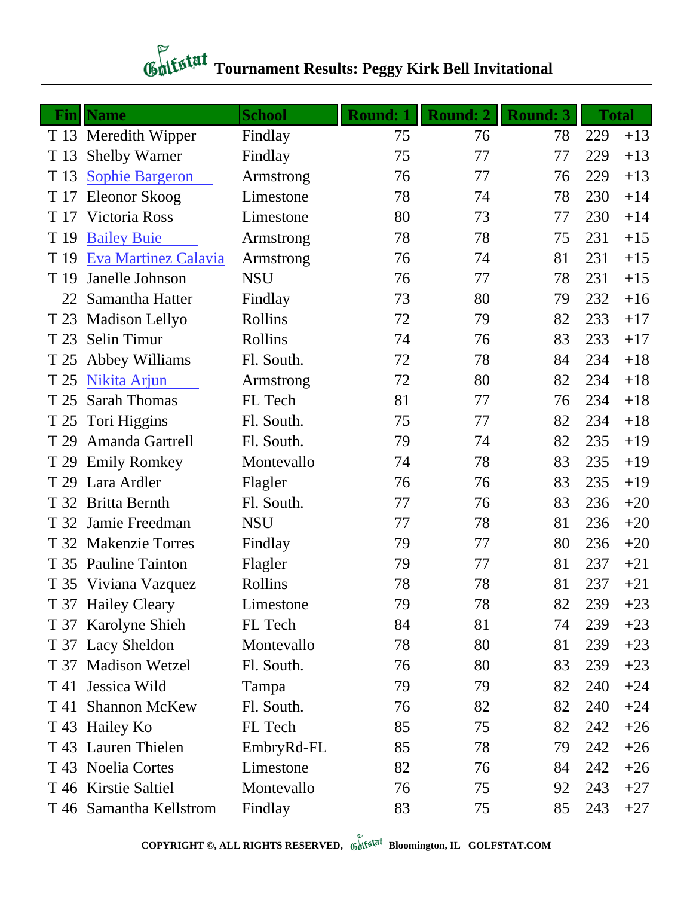# Tournament Results: Peggy Kirk Bell Invitational

| Fin | Name | School | Round: 1 | Round: 2 | Round: 3 | Total | |
|---|---|---|---|---|---|---|---|
| T 13 | Meredith Wipper | Findlay | 75 | 76 | 78 | 229 | +13 |
| T 13 | Shelby Warner | Findlay | 75 | 77 | 77 | 229 | +13 |
| T 13 | Sophie Bargeron | Armstrong | 76 | 77 | 76 | 229 | +13 |
| T 17 | Eleonor Skoog | Limestone | 78 | 74 | 78 | 230 | +14 |
| T 17 | Victoria Ross | Limestone | 80 | 73 | 77 | 230 | +14 |
| T 19 | Bailey Buie | Armstrong | 78 | 78 | 75 | 231 | +15 |
| T 19 | Eva Martinez Calavia | Armstrong | 76 | 74 | 81 | 231 | +15 |
| T 19 | Janelle Johnson | NSU | 76 | 77 | 78 | 231 | +15 |
| 22 | Samantha Hatter | Findlay | 73 | 80 | 79 | 232 | +16 |
| T 23 | Madison Lellyo | Rollins | 72 | 79 | 82 | 233 | +17 |
| T 23 | Selin Timur | Rollins | 74 | 76 | 83 | 233 | +17 |
| T 25 | Abbey Williams | Fl. South. | 72 | 78 | 84 | 234 | +18 |
| T 25 | Nikita Arjun | Armstrong | 72 | 80 | 82 | 234 | +18 |
| T 25 | Sarah Thomas | FL Tech | 81 | 77 | 76 | 234 | +18 |
| T 25 | Tori Higgins | Fl. South. | 75 | 77 | 82 | 234 | +18 |
| T 29 | Amanda Gartrell | Fl. South. | 79 | 74 | 82 | 235 | +19 |
| T 29 | Emily Romkey | Montevallo | 74 | 78 | 83 | 235 | +19 |
| T 29 | Lara Ardler | Flagler | 76 | 76 | 83 | 235 | +19 |
| T 32 | Britta Bernth | Fl. South. | 77 | 76 | 83 | 236 | +20 |
| T 32 | Jamie Freedman | NSU | 77 | 78 | 81 | 236 | +20 |
| T 32 | Makenzie Torres | Findlay | 79 | 77 | 80 | 236 | +20 |
| T 35 | Pauline Tainton | Flagler | 79 | 77 | 81 | 237 | +21 |
| T 35 | Viviana Vazquez | Rollins | 78 | 78 | 81 | 237 | +21 |
| T 37 | Hailey Cleary | Limestone | 79 | 78 | 82 | 239 | +23 |
| T 37 | Karolyne Shieh | FL Tech | 84 | 81 | 74 | 239 | +23 |
| T 37 | Lacy Sheldon | Montevallo | 78 | 80 | 81 | 239 | +23 |
| T 37 | Madison Wetzel | Fl. South. | 76 | 80 | 83 | 239 | +23 |
| T 41 | Jessica Wild | Tampa | 79 | 79 | 82 | 240 | +24 |
| T 41 | Shannon McKew | Fl. South. | 76 | 82 | 82 | 240 | +24 |
| T 43 | Hailey Ko | FL Tech | 85 | 75 | 82 | 242 | +26 |
| T 43 | Lauren Thielen | EmbryRd-FL | 85 | 78 | 79 | 242 | +26 |
| T 43 | Noelia Cortes | Limestone | 82 | 76 | 84 | 242 | +26 |
| T 46 | Kirstie Saltiel | Montevallo | 76 | 75 | 92 | 243 | +27 |
| T 46 | Samantha Kellstrom | Findlay | 83 | 75 | 85 | 243 | +27 |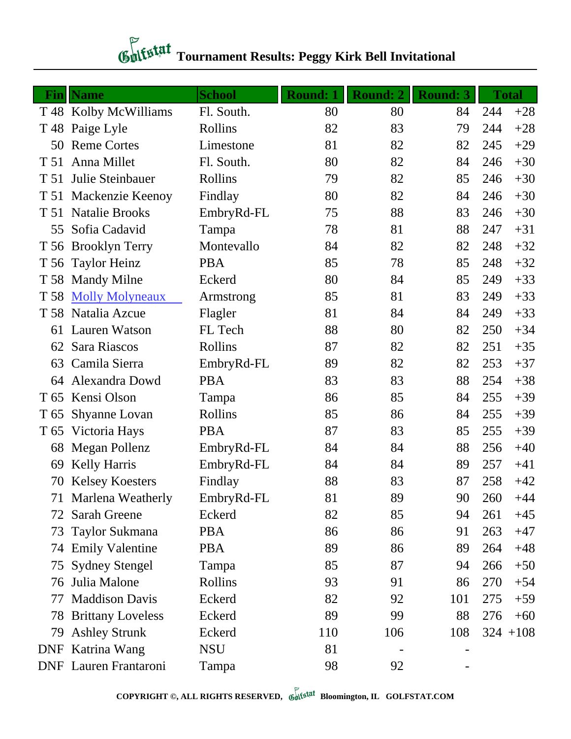# Tournament Results: Peggy Kirk Bell Invitational

| Fin | Name | School | Round: 1 | Round: 2 | Round: 3 | Total | |
|---|---|---|---|---|---|---|---|
| T 48 | Kolby McWilliams | Fl. South. | 80 | 80 | 84 | 244 | +28 |
| T 48 | Paige Lyle | Rollins | 82 | 83 | 79 | 244 | +28 |
| 50 | Reme Cortes | Limestone | 81 | 82 | 82 | 245 | +29 |
| T 51 | Anna Millet | Fl. South. | 80 | 82 | 84 | 246 | +30 |
| T 51 | Julie Steinbauer | Rollins | 79 | 82 | 85 | 246 | +30 |
| T 51 | Mackenzie Keenoy | Findlay | 80 | 82 | 84 | 246 | +30 |
| T 51 | Natalie Brooks | EmbryRd-FL | 75 | 88 | 83 | 246 | +30 |
| 55 | Sofia Cadavid | Tampa | 78 | 81 | 88 | 247 | +31 |
| T 56 | Brooklyn Terry | Montevallo | 84 | 82 | 82 | 248 | +32 |
| T 56 | Taylor Heinz | PBA | 85 | 78 | 85 | 248 | +32 |
| T 58 | Mandy Milne | Eckerd | 80 | 84 | 85 | 249 | +33 |
| T 58 | Molly Molyneaux | Armstrong | 85 | 81 | 83 | 249 | +33 |
| T 58 | Natalia Azcue | Flagler | 81 | 84 | 84 | 249 | +33 |
| 61 | Lauren Watson | FL Tech | 88 | 80 | 82 | 250 | +34 |
| 62 | Sara Riascos | Rollins | 87 | 82 | 82 | 251 | +35 |
| 63 | Camila Sierra | EmbryRd-FL | 89 | 82 | 82 | 253 | +37 |
| 64 | Alexandra Dowd | PBA | 83 | 83 | 88 | 254 | +38 |
| T 65 | Kensi Olson | Tampa | 86 | 85 | 84 | 255 | +39 |
| T 65 | Shyanne Lovan | Rollins | 85 | 86 | 84 | 255 | +39 |
| T 65 | Victoria Hays | PBA | 87 | 83 | 85 | 255 | +39 |
| 68 | Megan Pollenz | EmbryRd-FL | 84 | 84 | 88 | 256 | +40 |
| 69 | Kelly Harris | EmbryRd-FL | 84 | 84 | 89 | 257 | +41 |
| 70 | Kelsey Koesters | Findlay | 88 | 83 | 87 | 258 | +42 |
| 71 | Marlena Weatherly | EmbryRd-FL | 81 | 89 | 90 | 260 | +44 |
| 72 | Sarah Greene | Eckerd | 82 | 85 | 94 | 261 | +45 |
| 73 | Taylor Sukmana | PBA | 86 | 86 | 91 | 263 | +47 |
| 74 | Emily Valentine | PBA | 89 | 86 | 89 | 264 | +48 |
| 75 | Sydney Stengel | Tampa | 85 | 87 | 94 | 266 | +50 |
| 76 | Julia Malone | Rollins | 93 | 91 | 86 | 270 | +54 |
| 77 | Maddison Davis | Eckerd | 82 | 92 | 101 | 275 | +59 |
| 78 | Brittany Loveless | Eckerd | 89 | 99 | 88 | 276 | +60 |
| 79 | Ashley Strunk | Eckerd | 110 | 106 | 108 | 324 | +108 |
| DNF | Katrina Wang | NSU | 81 | - | - | | |
| DNF | Lauren Frantaroni | Tampa | 98 | 92 | - | | |

COPYRIGHT ©, ALL RIGHTS RESERVED, Golfstat Bloomington, IL GOLFSTAT.COM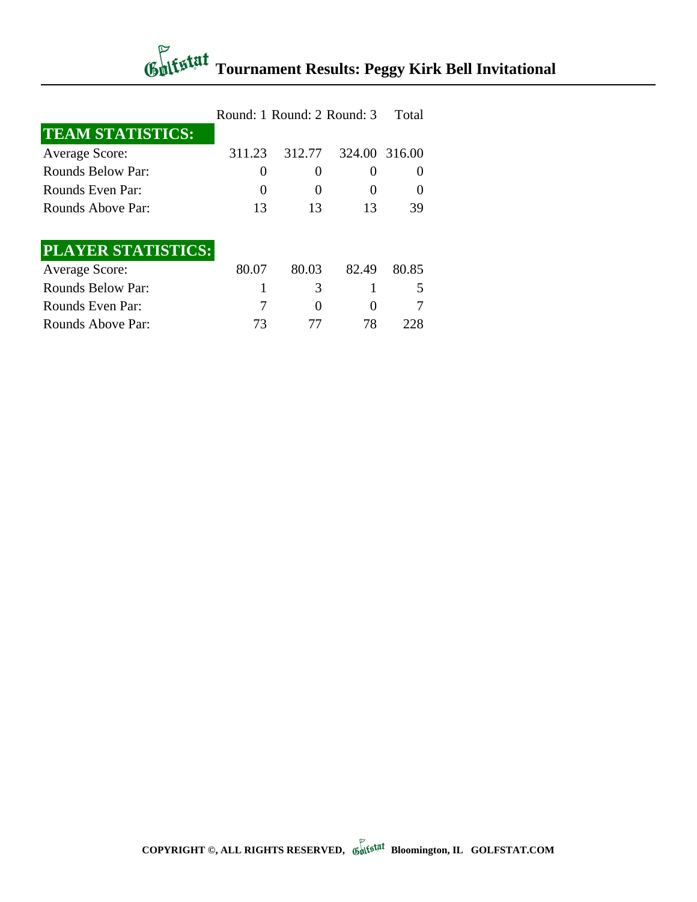# Tournament Results: Peggy Kirk Bell Invitational

| | Round: 1 | Round: 2 | Round: 3 | Total |
|---|---|---|---|---|
| **TEAM STATISTICS:** | | | | |
| Average Score: | 311.23 | 312.77 | 324.00 | 316.00 |
| Rounds Below Par: | 0 | 0 | 0 | 0 |
| Rounds Even Par: | 0 | 0 | 0 | 0 |
| Rounds Above Par: | 13 | 13 | 13 | 39 |
| **PLAYER STATISTICS:** | | | | |
| Average Score: | 80.07 | 80.03 | 82.49 | 80.85 |
| Rounds Below Par: | 1 | 3 | 1 | 5 |
| Rounds Even Par: | 7 | 0 | 0 | 7 |
| Rounds Above Par: | 73 | 77 | 78 | 228 |

**COPYRIGHT ©, ALL RIGHTS RESERVED, Golfstat Bloomington, IL GOLFSTAT.COM**